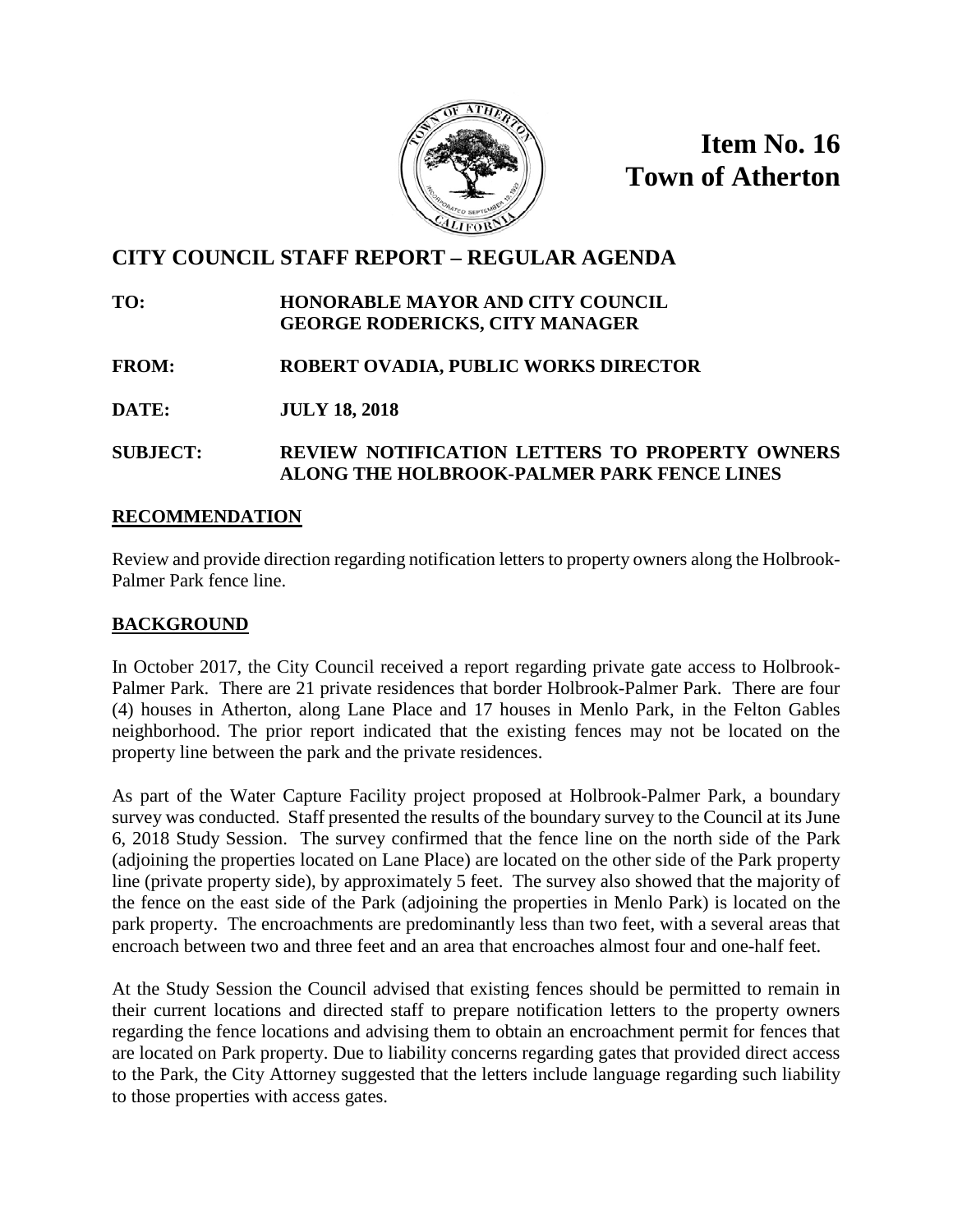**Item No. 16**
**Town of Atherton**

# CITY COUNCIL STAFF REPORT – REGULAR AGENDA

**TO:** HONORABLE MAYOR AND CITY COUNCIL
GEORGE RODERICKS, CITY MANAGER

**FROM:** ROBERT OVADIA, PUBLIC WORKS DIRECTOR

**DATE:** JULY 18, 2018

**SUBJECT:** REVIEW NOTIFICATION LETTERS TO PROPERTY OWNERS ALONG THE HOLBROOK-PALMER PARK FENCE LINES

## RECOMMENDATION

Review and provide direction regarding notification letters to property owners along the Holbrook-Palmer Park fence line.

## BACKGROUND

In October 2017, the City Council received a report regarding private gate access to Holbrook-Palmer Park. There are 21 private residences that border Holbrook-Palmer Park. There are four (4) houses in Atherton, along Lane Place and 17 houses in Menlo Park, in the Felton Gables neighborhood. The prior report indicated that the existing fences may not be located on the property line between the park and the private residences.

As part of the Water Capture Facility project proposed at Holbrook-Palmer Park, a boundary survey was conducted. Staff presented the results of the boundary survey to the Council at its June 6, 2018 Study Session. The survey confirmed that the fence line on the north side of the Park (adjoining the properties located on Lane Place) are located on the other side of the Park property line (private property side), by approximately 5 feet. The survey also showed that the majority of the fence on the east side of the Park (adjoining the properties in Menlo Park) is located on the park property. The encroachments are predominantly less than two feet, with a several areas that encroach between two and three feet and an area that encroaches almost four and one-half feet.

At the Study Session the Council advised that existing fences should be permitted to remain in their current locations and directed staff to prepare notification letters to the property owners regarding the fence locations and advising them to obtain an encroachment permit for fences that are located on Park property. Due to liability concerns regarding gates that provided direct access to the Park, the City Attorney suggested that the letters include language regarding such liability to those properties with access gates.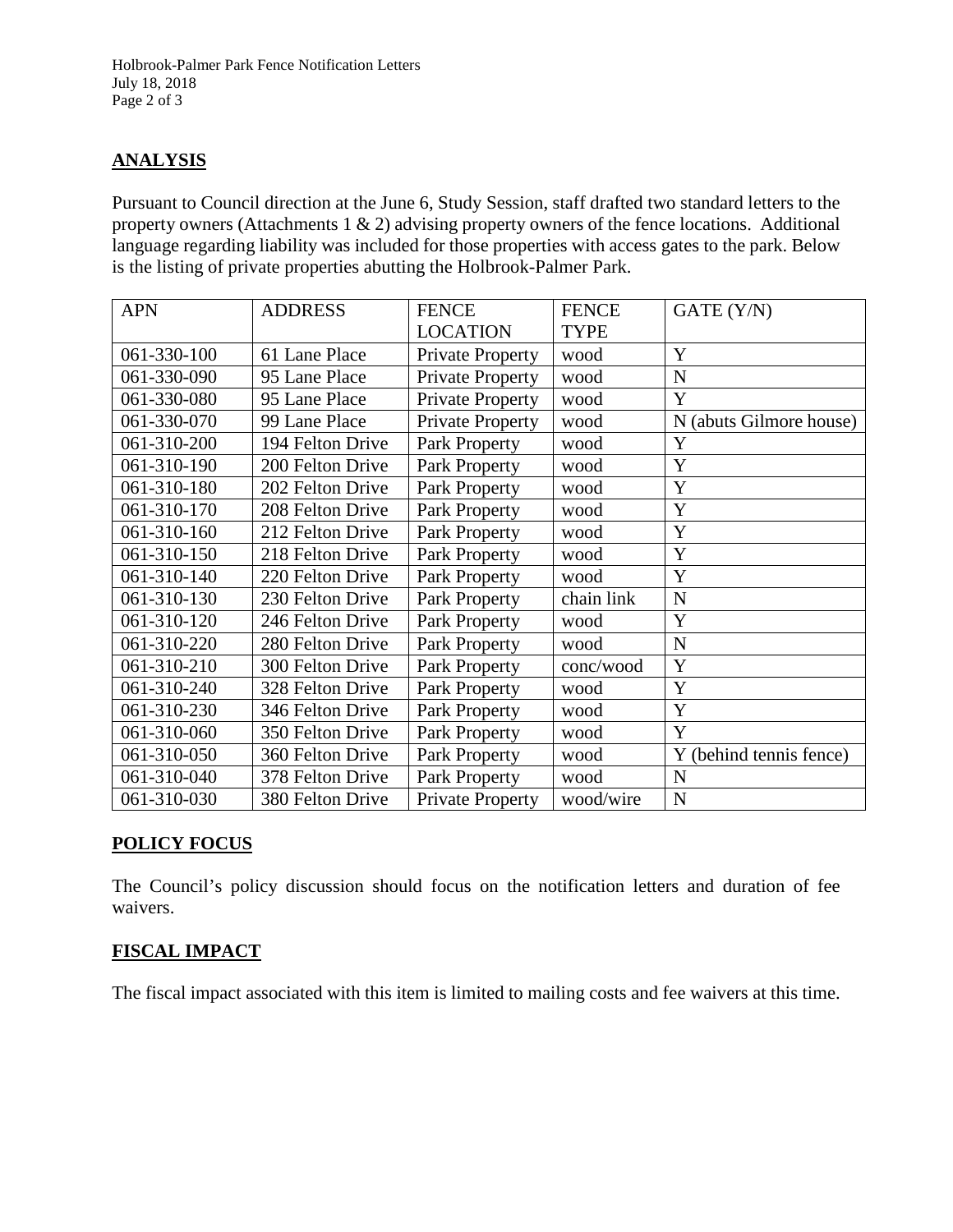## ANALYSIS

Pursuant to Council direction at the June 6, Study Session, staff drafted two standard letters to the property owners (Attachments 1 & 2) advising property owners of the fence locations. Additional language regarding liability was included for those properties with access gates to the park. Below is the listing of private properties abutting the Holbrook-Palmer Park.

| APN | ADDRESS | FENCE LOCATION | FENCE TYPE | GATE (Y/N) |
|---|---|---|---|---|
| 061-330-100 | 61 Lane Place | Private Property | wood | Y |
| 061-330-090 | 95 Lane Place | Private Property | wood | N |
| 061-330-080 | 95 Lane Place | Private Property | wood | Y |
| 061-330-070 | 99 Lane Place | Private Property | wood | N (abuts Gilmore house) |
| 061-310-200 | 194 Felton Drive | Park Property | wood | Y |
| 061-310-190 | 200 Felton Drive | Park Property | wood | Y |
| 061-310-180 | 202 Felton Drive | Park Property | wood | Y |
| 061-310-170 | 208 Felton Drive | Park Property | wood | Y |
| 061-310-160 | 212 Felton Drive | Park Property | wood | Y |
| 061-310-150 | 218 Felton Drive | Park Property | wood | Y |
| 061-310-140 | 220 Felton Drive | Park Property | wood | Y |
| 061-310-130 | 230 Felton Drive | Park Property | chain link | N |
| 061-310-120 | 246 Felton Drive | Park Property | wood | Y |
| 061-310-220 | 280 Felton Drive | Park Property | wood | N |
| 061-310-210 | 300 Felton Drive | Park Property | conc/wood | Y |
| 061-310-240 | 328 Felton Drive | Park Property | wood | Y |
| 061-310-230 | 346 Felton Drive | Park Property | wood | Y |
| 061-310-060 | 350 Felton Drive | Park Property | wood | Y |
| 061-310-050 | 360 Felton Drive | Park Property | wood | Y (behind tennis fence) |
| 061-310-040 | 378 Felton Drive | Park Property | wood | N |
| 061-310-030 | 380 Felton Drive | Private Property | wood/wire | N |

## POLICY FOCUS

The Council's policy discussion should focus on the notification letters and duration of fee waivers.

## FISCAL IMPACT

The fiscal impact associated with this item is limited to mailing costs and fee waivers at this time.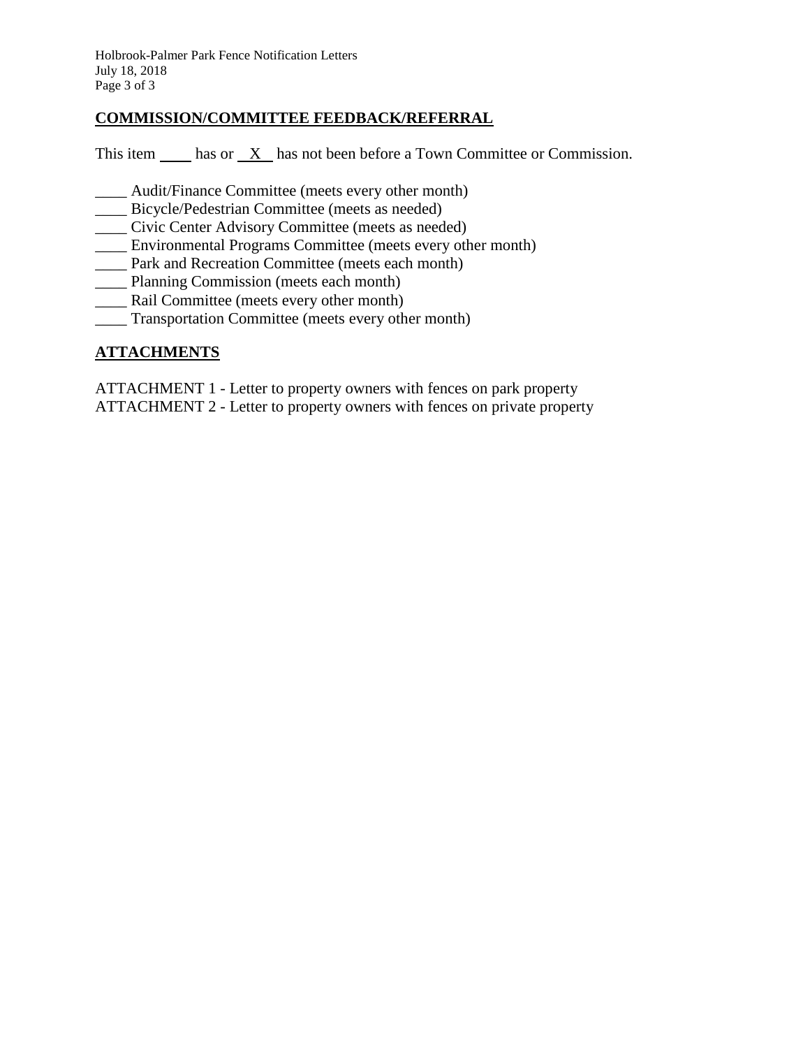## COMMISSION/COMMITTEE FEEDBACK/REFERRAL

This item ____ has or __X__ has not been before a Town Committee or Commission.

____ Audit/Finance Committee (meets every other month)
____ Bicycle/Pedestrian Committee (meets as needed)
____ Civic Center Advisory Committee (meets as needed)
____ Environmental Programs Committee (meets every other month)
____ Park and Recreation Committee (meets each month)
____ Planning Commission (meets each month)
____ Rail Committee (meets every other month)
____ Transportation Committee (meets every other month)

## ATTACHMENTS

ATTACHMENT 1 - Letter to property owners with fences on park property
ATTACHMENT 2 - Letter to property owners with fences on private property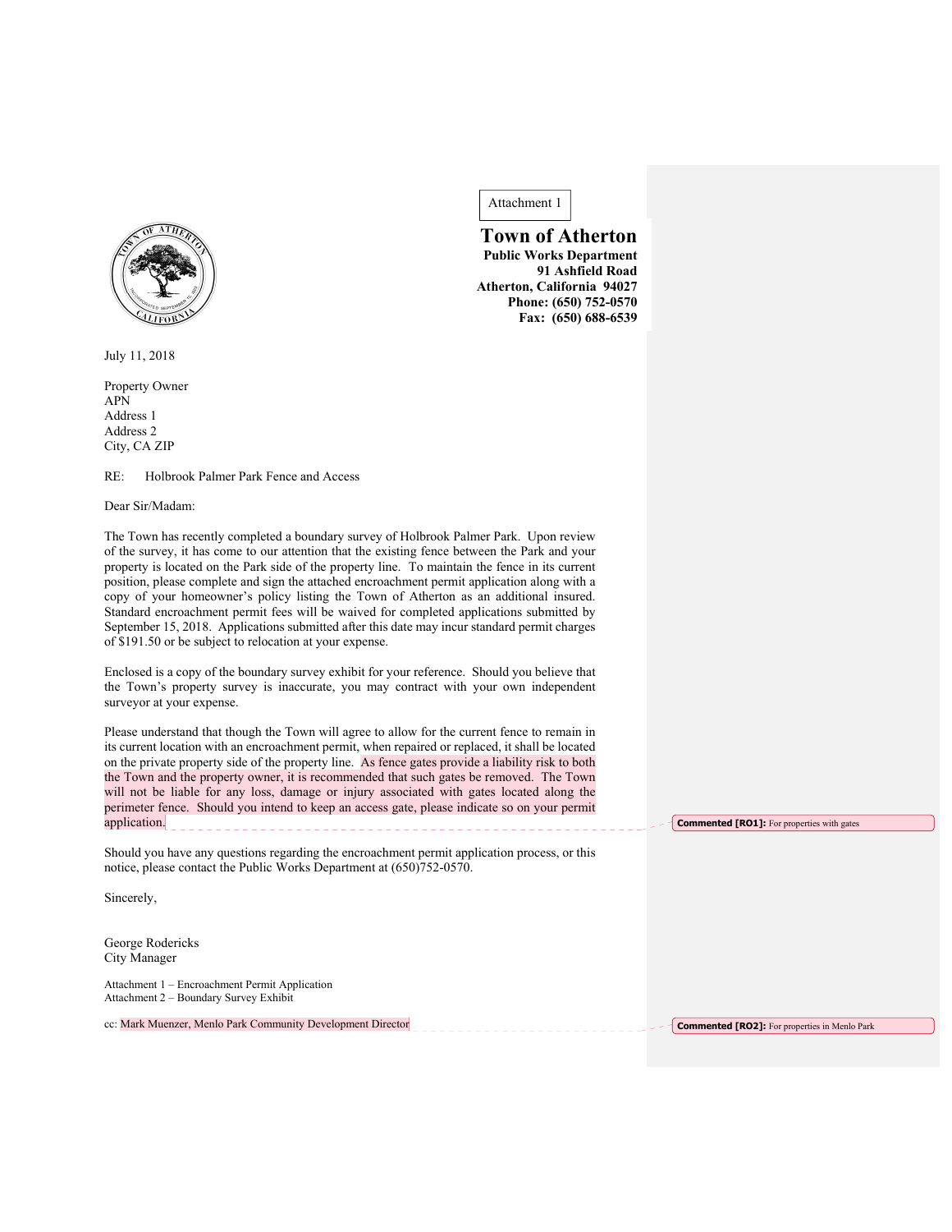Attachment 1

**Town of Atherton**
**Public Works Department**
**91 Ashfield Road**
**Atherton, California 94027**
**Phone: (650) 752-0570**
**Fax: (650) 688-6539**

July 11, 2018

Property Owner
APN
Address 1
Address 2
City, CA ZIP

RE: Holbrook Palmer Park Fence and Access

Dear Sir/Madam:

The Town has recently completed a boundary survey of Holbrook Palmer Park. Upon review of the survey, it has come to our attention that the existing fence between the Park and your property is located on the Park side of the property line. To maintain the fence in its current position, please complete and sign the attached encroachment permit application along with a copy of your homeowner's policy listing the Town of Atherton as an additional insured. Standard encroachment permit fees will be waived for completed applications submitted by September 15, 2018. Applications submitted after this date may incur standard permit charges of $191.50 or be subject to relocation at your expense.

Enclosed is a copy of the boundary survey exhibit for your reference. Should you believe that the Town's property survey is inaccurate, you may contract with your own independent surveyor at your expense.

Please understand that though the Town will agree to allow for the current fence to remain in its current location with an encroachment permit, when repaired or replaced, it shall be located on the private property side of the property line. As fence gates provide a liability risk to both the Town and the property owner, it is recommended that such gates be removed. The Town will not be liable for any loss, damage or injury associated with gates located along the perimeter fence. Should you intend to keep an access gate, please indicate so on your permit application.

> **Commented [RO1]:** For properties with gates

Should you have any questions regarding the encroachment permit application process, or this notice, please contact the Public Works Department at (650)752-0570.

Sincerely,

George Rodericks
City Manager

Attachment 1 – Encroachment Permit Application
Attachment 2 – Boundary Survey Exhibit

cc: Mark Muenzer, Menlo Park Community Development Director

> **Commented [RO2]:** For properties in Menlo Park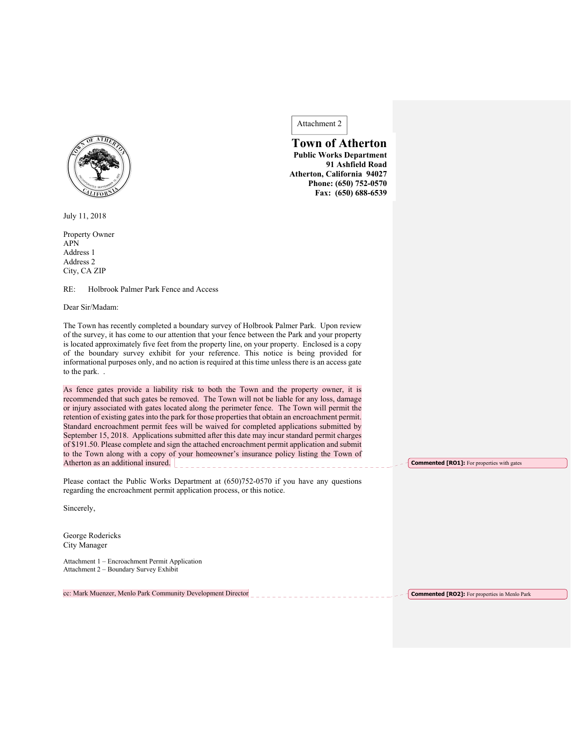Attachment 2

**Town of Atherton**
**Public Works Department**
**91 Ashfield Road**
**Atherton, California 94027**
**Phone: (650) 752-0570**
**Fax: (650) 688-6539**

July 11, 2018

Property Owner
APN
Address 1
Address 2
City, CA ZIP

RE: Holbrook Palmer Park Fence and Access

Dear Sir/Madam:

The Town has recently completed a boundary survey of Holbrook Palmer Park. Upon review of the survey, it has come to our attention that your fence between the Park and your property is located approximately five feet from the property line, on your property. Enclosed is a copy of the boundary survey exhibit for your reference. This notice is being provided for informational purposes only, and no action is required at this time unless there is an access gate to the park. .

As fence gates provide a liability risk to both the Town and the property owner, it is recommended that such gates be removed. The Town will not be liable for any loss, damage or injury associated with gates located along the perimeter fence. The Town will permit the retention of existing gates into the park for those properties that obtain an encroachment permit. Standard encroachment permit fees will be waived for completed applications submitted by September 15, 2018. Applications submitted after this date may incur standard permit charges of $191.50. Please complete and sign the attached encroachment permit application and submit to the Town along with a copy of your homeowner's insurance policy listing the Town of Atherton as an additional insured.

**Commented [RO1]:** For properties with gates

Please contact the Public Works Department at (650)752-0570 if you have any questions regarding the encroachment permit application process, or this notice.

Sincerely,

George Rodericks
City Manager

Attachment 1 – Encroachment Permit Application
Attachment 2 – Boundary Survey Exhibit

cc: Mark Muenzer, Menlo Park Community Development Director

**Commented [RO2]:** For properties in Menlo Park